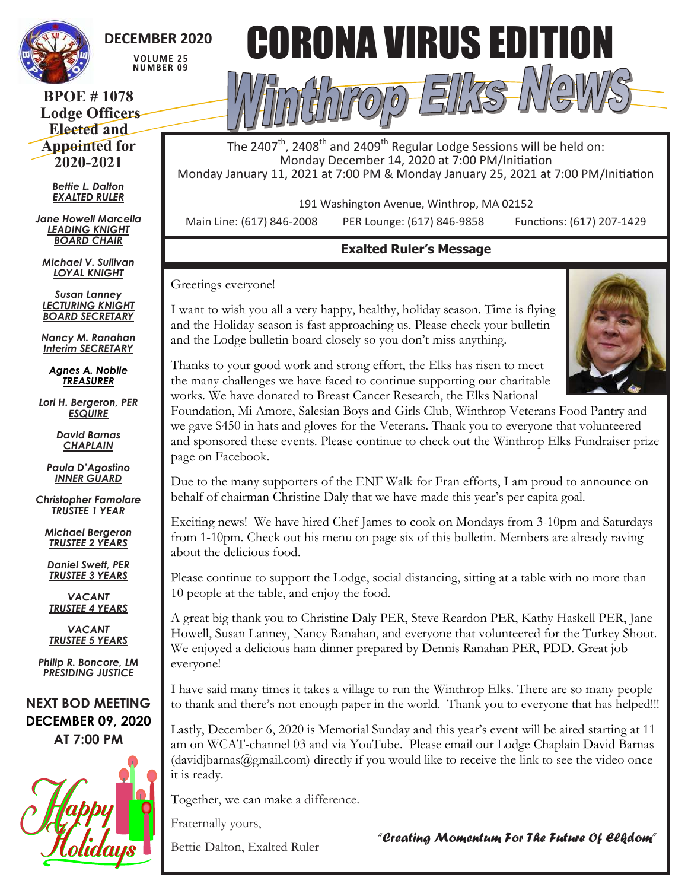DECEMBER 2020

VOLUME 25
NUMBER 09

# CORONA VIRUS EDITION

# Winthrop Elks News

**BPOE # 1078 Lodge Officers Elected and Appointed for 2020-2021**

***Bettie L. Dalton***
EXALTED RULER

***Jane Howell Marcella***
LEADING KNIGHT
BOARD CHAIR

***Michael V. Sullivan***
LOYAL KNIGHT

***Susan Lanney***
LECTURING KNIGHT
BOARD SECRETARY

***Nancy M. Ranahan***
Interim SECRETARY

***Agnes A. Nobile***
TREASURER

***Lori H. Bergeron, PER***
ESQUIRE

***David Barnas***
CHAPLAIN

***Paula D'Agostino***
INNER GUARD

***Christopher Famolare***
TRUSTEE 1 YEAR

***Michael Bergeron***
TRUSTEE 2 YEARS

***Daniel Swett, PER***
TRUSTEE 3 YEARS

***VACANT***
TRUSTEE 4 YEARS

***VACANT***
TRUSTEE 5 YEARS

***Philip R. Boncore, LM***
PRESIDING JUSTICE

**NEXT BOD MEETING DECEMBER 09, 2020 AT 7:00 PM**

Happy Holidays

The 2407th, 2408th and 2409th Regular Lodge Sessions will be held on:
Monday December 14, 2020 at 7:00 PM/Initiation
Monday January 11, 2021 at 7:00 PM & Monday January 25, 2021 at 7:00 PM/Initiation

191 Washington Avenue, Winthrop, MA 02152
Main Line: (617) 846-2008 PER Lounge: (617) 846-9858 Functions: (617) 207-1429

## Exalted Ruler's Message

Greetings everyone!

I want to wish you all a very happy, healthy, holiday season. Time is flying and the Holiday season is fast approaching us. Please check your bulletin and the Lodge bulletin board closely so you don't miss anything.

Thanks to your good work and strong effort, the Elks has risen to meet the many challenges we have faced to continue supporting our charitable works. We have donated to Breast Cancer Research, the Elks National Foundation, Mi Amore, Salesian Boys and Girls Club, Winthrop Veterans Food Pantry and we gave $450 in hats and gloves for the Veterans. Thank you to everyone that volunteered and sponsored these events. Please continue to check out the Winthrop Elks Fundraiser prize page on Facebook.

Due to the many supporters of the ENF Walk for Fran efforts, I am proud to announce on behalf of chairman Christine Daly that we have made this year's per capita goal.

Exciting news! We have hired Chef James to cook on Mondays from 3-10pm and Saturdays from 1-10pm. Check out his menu on page six of this bulletin. Members are already raving about the delicious food.

Please continue to support the Lodge, social distancing, sitting at a table with no more than 10 people at the table, and enjoy the food.

A great big thank you to Christine Daly PER, Steve Reardon PER, Kathy Haskell PER, Jane Howell, Susan Lanney, Nancy Ranahan, and everyone that volunteered for the Turkey Shoot. We enjoyed a delicious ham dinner prepared by Dennis Ranahan PER, PDD. Great job everyone!

I have said many times it takes a village to run the Winthrop Elks. There are so many people to thank and there's not enough paper in the world. Thank you to everyone that has helped!!!

Lastly, December 6, 2020 is Memorial Sunday and this year's event will be aired starting at 11 am on WCAT-channel 03 and via YouTube. Please email our Lodge Chaplain David Barnas (davidjbarnas@gmail.com) directly if you would like to receive the link to see the video once it is ready.

Together, we can make a difference.

Fraternally yours,

Bettie Dalton, Exalted Ruler

*"Creating Momentum For The Future Of Elkdom"*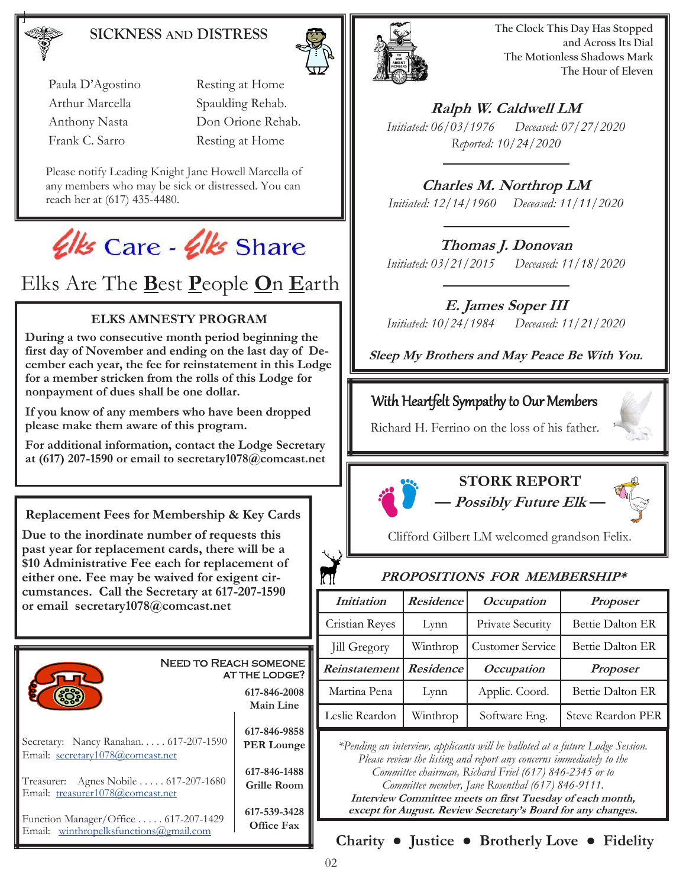## SICKNESS AND DISTRESS

| | |
|---|---|
| Paula D'Agostino | Resting at Home |
| Arthur Marcella | Spaulding Rehab. |
| Anthony Nasta | Don Orione Rehab. |
| Frank C. Sarro | Resting at Home |

Please notify Leading Knight Jane Howell Marcella of any members who may be sick or distressed. You can reach her at (617) 435-4480.

Elks Care - Elks Share

Elks Are The **B**est **P**eople **O**n **E**arth

### ELKS AMNESTY PROGRAM

**During a two consecutive month period beginning the first day of November and ending on the last day of December each year, the fee for reinstatement in this Lodge for a member stricken from the rolls of this Lodge for nonpayment of dues shall be one dollar.**

**If you know of any members who have been dropped please make them aware of this program.**

**For additional information, contact the Lodge Secretary at (617) 207-1590 or email to secretary1078@comcast.net**

### Replacement Fees for Membership & Key Cards

**Due to the inordinate number of requests this past year for replacement cards, there will be a $10 Administrative Fee each for replacement of either one. Fee may be waived for exigent circumstances. Call the Secretary at 617-207-1590 or email secretary1078@comcast.net**

### NEED TO REACH SOMEONE AT THE LODGE?

**617-846-2008** Main Line

**617-846-9858** PER Lounge

**617-846-1488** Grille Room

**617-539-3428** Office Fax

Secretary: Nancy Ranahan. . . . . 617-207-1590
Email: secretary1078@comcast.net

Treasurer: Agnes Nobile . . . . . 617-207-1680
Email: treasurer1078@comcast.net

Function Manager/Office . . . . . 617-207-1429
Email: winthropelksfunctions@gmail.com

The Clock This Day Has Stopped
and Across Its Dial
The Motionless Shadows Mark
The Hour of Eleven

***Ralph W. Caldwell LM***
*Initiated: 06/03/1976 Deceased: 07/27/2020*
*Reported: 10/24/2020*

***Charles M. Northrop LM***
*Initiated: 12/14/1960 Deceased: 11/11/2020*

***Thomas J. Donovan***
*Initiated: 03/21/2015 Deceased: 11/18/2020*

***E. James Soper III***
*Initiated: 10/24/1984 Deceased: 11/21/2020*

***Sleep My Brothers and May Peace Be With You.***

### With Heartfelt Sympathy to Our Members

Richard H. Ferrino on the loss of his father.

### STORK REPORT
***— Possibly Future Elk —***

Clifford Gilbert LM welcomed grandson Felix.

### *PROPOSITIONS FOR MEMBERSHIP**

| *Initiation* | *Residence* | *Occupation* | *Proposer* |
|---|---|---|---|
| Cristian Reyes | Lynn | Private Security | Bettie Dalton ER |
| Jill Gregory | Winthrop | Customer Service | Bettie Dalton ER |
| ***Reinstatement*** | ***Residence*** | ***Occupation*** | ***Proposer*** |
| Martina Pena | Lynn | Applic. Coord. | Bettie Dalton ER |
| Leslie Reardon | Winthrop | Software Eng. | Steve Reardon PER |

*\*Pending an interview, applicants will be balloted at a future Lodge Session. Please review the listing and report any concerns immediately to the Committee chairman, Richard Friel (617) 846-2345 or to Committee member, Jane Rosenthal (617) 846-9111.*
***Interview Committee meets on first Tuesday of each month, except for August. Review Secretary's Board for any changes.***

**Charity • Justice • Brotherly Love • Fidelity**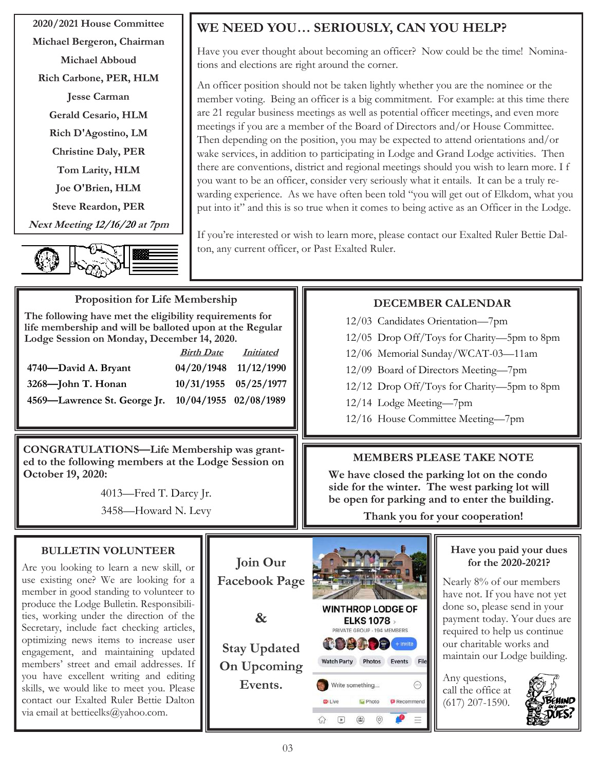**2020/2021 House Committee**

**Michael Bergeron, Chairman**

**Michael Abboud**

**Rich Carbone, PER, HLM**

**Jesse Carman**

**Gerald Cesario, HLM**

**Rich D'Agostino, LM**

**Christine Daly, PER**

**Tom Larity, HLM**

**Joe O'Brien, HLM**

**Steve Reardon, PER**

***Next Meeting 12/16/20 at 7pm***

## WE NEED YOU… SERIOUSLY, CAN YOU HELP?

Have you ever thought about becoming an officer? Now could be the time! Nominations and elections are right around the corner.

An officer position should not be taken lightly whether you are the nominee or the member voting. Being an officer is a big commitment. For example: at this time there are 21 regular business meetings as well as potential officer meetings, and even more meetings if you are a member of the Board of Directors and/or House Committee. Then depending on the position, you may be expected to attend orientations and/or wake services, in addition to participating in Lodge and Grand Lodge activities. Then there are conventions, district and regional meetings should you wish to learn more. I f you want to be an officer, consider very seriously what it entails. It can be a truly rewarding experience. As we have often been told "you will get out of Elkdom, what you put into it" and this is so true when it comes to being active as an Officer in the Lodge.

If you're interested or wish to learn more, please contact our Exalted Ruler Bettie Dalton, any current officer, or Past Exalted Ruler.

### Proposition for Life Membership

**The following have met the eligibility requirements for life membership and will be balloted upon at the Regular Lodge Session on Monday, December 14, 2020.**

| | ***Birth Date*** | ***Initiated*** |
|---|---|---|
| **4740—David A. Bryant** | **04/20/1948** | **11/12/1990** |
| **3268—John T. Honan** | **10/31/1955** | **05/25/1977** |
| **4569—Lawrence St. George Jr.** | **10/04/1955** | **02/08/1989** |

### DECEMBER CALENDAR

12/03 Candidates Orientation—7pm
12/05 Drop Off/Toys for Charity—5pm to 8pm
12/06 Memorial Sunday/WCAT-03—11am
12/09 Board of Directors Meeting—7pm
12/12 Drop Off/Toys for Charity—5pm to 8pm
12/14 Lodge Meeting—7pm
12/16 House Committee Meeting—7pm

**CONGRATULATIONS—Life Membership was granted to the following members at the Lodge Session on October 19, 2020:**

4013—Fred T. Darcy Jr.
3458—Howard N. Levy

### MEMBERS PLEASE TAKE NOTE

**We have closed the parking lot on the condo side for the winter. The west parking lot will be open for parking and to enter the building.**

**Thank you for your cooperation!**

### BULLETIN VOLUNTEER

Are you looking to learn a new skill, or use existing one? We are looking for a member in good standing to volunteer to produce the Lodge Bulletin. Responsibilities, working under the direction of the Secretary, include fact checking articles, optimizing news items to increase user engagement, and maintaining updated members' street and email addresses. If you have excellent writing and editing skills, we would like to meet you. Please contact our Exalted Ruler Bettie Dalton via email at bettieelks@yahoo.com.

**Join Our Facebook Page**

**&**

**Stay Updated On Upcoming Events.**

**WINTHROP LODGE OF ELKS 1078**
PRIVATE GROUP · 194 MEMBERS

### Have you paid your dues for the 2020-2021?

Nearly 8% of our members have not. If you have not yet done so, please send in your payment today. Your dues are required to help us continue our charitable works and maintain our Lodge building.

Any questions, call the office at (617) 207-1590.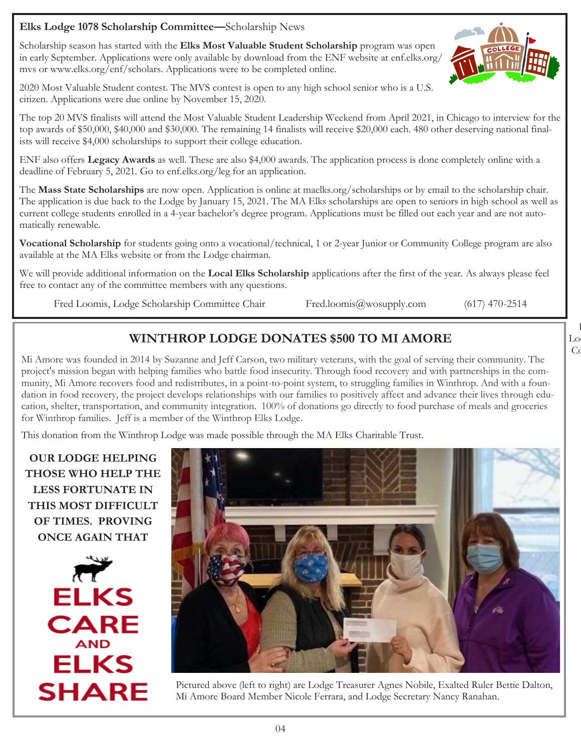**Elks Lodge 1078 Scholarship Committee—**Scholarship News

Scholarship season has started with the **Elks Most Valuable Student Scholarship** program was open in early September. Applications were only available by download from the ENF website at enf.elks.org/mvs or www.elks.org/enf/scholars. Applications were to be completed online.

2020 Most Valuable Student contest. The MVS contest is open to any high school senior who is a U.S. citizen. Applications were due online by November 15, 2020.

The top 20 MVS finalists will attend the Most Valuable Student Leadership Weekend from April 2021, in Chicago to interview for the top awards of $50,000, $40,000 and $30,000. The remaining 14 finalists will receive $20,000 each. 480 other deserving national finalists will receive $4,000 scholarships to support their college education.

ENF also offers **Legacy Awards** as well. These are also $4,000 awards. The application process is done completely online with a deadline of February 5, 2021. Go to enf.elks.org/leg for an application.

The **Mass State Scholarships** are now open. Application is online at maelks.org/scholarships or by email to the scholarship chair. The application is due back to the Lodge by January 15, 2021. The MA Elks scholarships are open to seniors in high school as well as current college students enrolled in a 4-year bachelor's degree program. Applications must be filled out each year and are not automatically renewable.

**Vocational Scholarship** for students going onto a vocational/technical, 1 or 2-year Junior or Community College program are also available at the MA Elks website or from the Lodge chairman.

We will provide additional information on the **Local Elks Scholarship** applications after the first of the year. As always please feel free to contact any of the committee members with any questions.

Fred Loomis, Lodge Scholarship Committee Chair Fred.loomis@wosupply.com (617) 470-2514

## WINTHROP LODGE DONATES $500 TO MI AMORE

Mi Amore was founded in 2014 by Suzanne and Jeff Carson, two military veterans, with the goal of serving their community. The project's mission began with helping families who battle food insecurity. Through food recovery and with partnerships in the community, Mi Amore recovers food and redistributes, in a point-to-point system, to struggling families in Winthrop. And with a foundation in food recovery, the project develops relationships with our families to positively affect and advance their lives through education, shelter, transportation, and community integration. 100% of donations go directly to food purchase of meals and groceries for Winthrop families. Jeff is a member of the Winthrop Elks Lodge.

This donation from the Winthrop Lodge was made possible through the MA Elks Charitable Trust.

**OUR LODGE HELPING THOSE WHO HELP THE LESS FORTUNATE IN THIS MOST DIFFICULT OF TIMES. PROVING ONCE AGAIN THAT**

**ELKS CARE AND ELKS SHARE**

Pictured above (left to right) are Lodge Treasurer Agnes Nobile, Exalted Ruler Bettie Dalton, Mi Amore Board Member Nicole Ferrara, and Lodge Secretary Nancy Ranahan.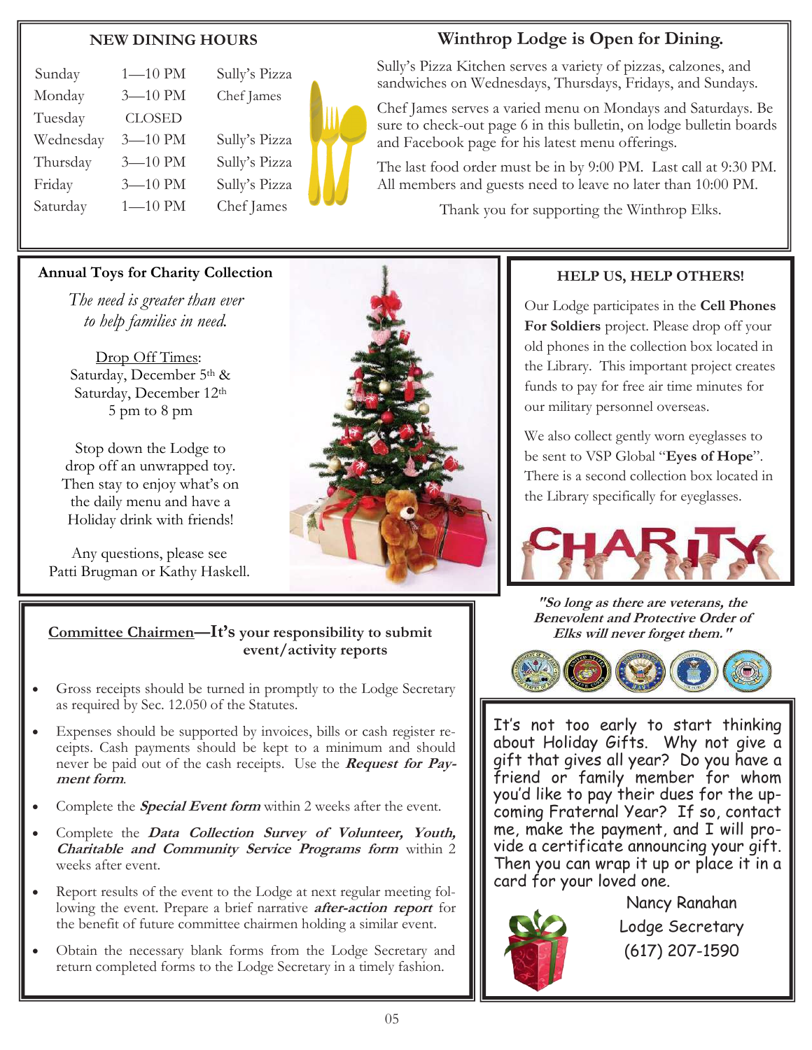## NEW DINING HOURS

| | | |
|---|---|---|
| Sunday | 1—10 PM | Sully's Pizza |
| Monday | 3—10 PM | Chef James |
| Tuesday | CLOSED | |
| Wednesday | 3—10 PM | Sully's Pizza |
| Thursday | 3—10 PM | Sully's Pizza |
| Friday | 3—10 PM | Sully's Pizza |
| Saturday | 1—10 PM | Chef James |

## Winthrop Lodge is Open for Dining.

Sully's Pizza Kitchen serves a variety of pizzas, calzones, and sandwiches on Wednesdays, Thursdays, Fridays, and Sundays.

Chef James serves a varied menu on Mondays and Saturdays. Be sure to check-out page 6 in this bulletin, on lodge bulletin boards and Facebook page for his latest menu offerings.

The last food order must be in by 9:00 PM. Last call at 9:30 PM. All members and guests need to leave no later than 10:00 PM.

Thank you for supporting the Winthrop Elks.

### Annual Toys for Charity Collection

*The need is greater than ever to help families in need.*

Drop Off Times:
Saturday, December 5th &
Saturday, December 12th
5 pm to 8 pm

Stop down the Lodge to drop off an unwrapped toy. Then stay to enjoy what's on the daily menu and have a Holiday drink with friends!

Any questions, please see Patti Brugman or Kathy Haskell.

### HELP US, HELP OTHERS!

Our Lodge participates in the **Cell Phones For Soldiers** project. Please drop off your old phones in the collection box located in the Library. This important project creates funds to pay for free air time minutes for our military personnel overseas.

We also collect gently worn eyeglasses to be sent to VSP Global "**Eyes of Hope**". There is a second collection box located in the Library specifically for eyeglasses.

CHARITY

***"So long as there are veterans, the Benevolent and Protective Order of Elks will never forget them."***

### Committee Chairmen—It's your responsibility to submit event/activity reports

- Gross receipts should be turned in promptly to the Lodge Secretary as required by Sec. 12.050 of the Statutes.
- Expenses should be supported by invoices, bills or cash register receipts. Cash payments should be kept to a minimum and should never be paid out of the cash receipts. Use the ***Request for Payment form***.
- Complete the ***Special Event form*** within 2 weeks after the event.
- Complete the ***Data Collection Survey of Volunteer, Youth, Charitable and Community Service Programs form*** within 2 weeks after event.
- Report results of the event to the Lodge at next regular meeting following the event. Prepare a brief narrative ***after-action report*** for the benefit of future committee chairmen holding a similar event.
- Obtain the necessary blank forms from the Lodge Secretary and return completed forms to the Lodge Secretary in a timely fashion.

It's not too early to start thinking about Holiday Gifts. Why not give a gift that gives all year? Do you have a friend or family member for whom you'd like to pay their dues for the upcoming Fraternal Year? If so, contact me, make the payment, and I will provide a certificate announcing your gift. Then you can wrap it up or place it in a card for your loved one.

Nancy Ranahan
Lodge Secretary
(617) 207-1590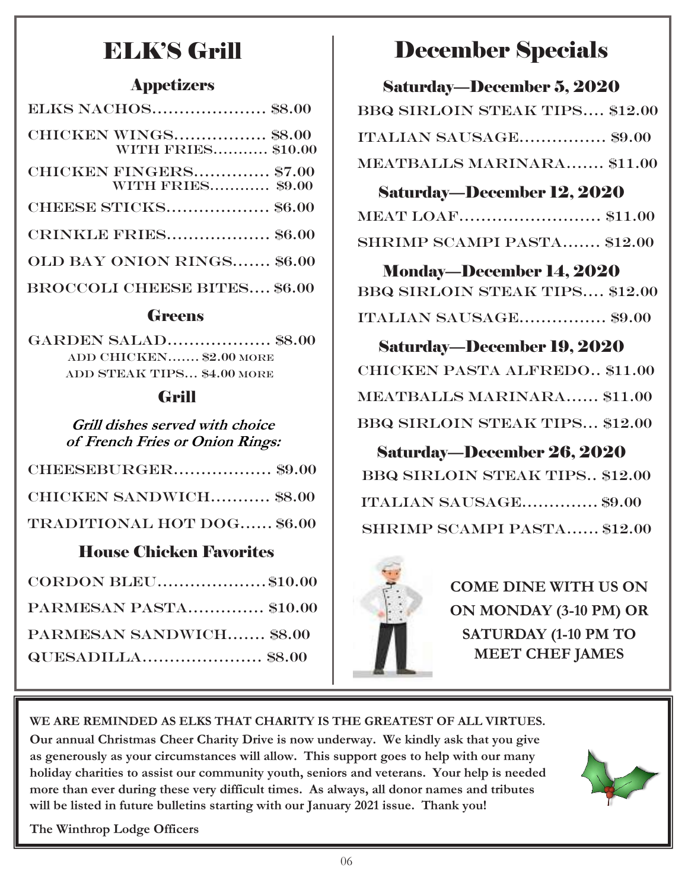# ELK'S Grill

## Appetizers

ELKS NACHOS..................... $8.00

CHICKEN WINGS................. $8.00
WITH FRIES........... $10.00

CHICKEN FINGERS.............. $7.00
WITH FRIES............ $9.00

CHEESE STICKS................... $6.00

CRINKLE FRIES................... $6.00

OLD BAY ONION RINGS....... $6.00

BROCCOLI CHEESE BITES.... $6.00

## Greens

GARDEN SALAD................... $8.00
ADD CHICKEN....... $2.00 MORE
ADD STEAK TIPS... $4.00 MORE

## Grill

***Grill dishes served with choice of French Fries or Onion Rings:***

CHEESEBURGER.................. $9.00

CHICKEN SANDWICH........... $8.00

TRADITIONAL HOT DOG...... $6.00

## House Chicken Favorites

CORDON BLEU....................$10.00

PARMESAN PASTA.............. $10.00

PARMESAN SANDWICH....... $8.00

QUESADILLA...................... $8.00

# December Specials

## Saturday—December 5, 2020

BBQ SIRLOIN STEAK TIPS.... $12.00

ITALIAN SAUSAGE................ $9.00

MEATBALLS MARINARA....... $11.00

## Saturday—December 12, 2020

MEAT LOAF......................... $11.00

SHRIMP SCAMPI PASTA....... $12.00

## Monday—December 14, 2020

BBQ SIRLOIN STEAK TIPS.... $12.00

ITALIAN SAUSAGE................ $9.00

## Saturday—December 19, 2020

CHICKEN PASTA ALFREDO.. $11.00

MEATBALLS MARINARA...... $11.00

BBQ SIRLOIN STEAK TIPS... $12.00

## Saturday—December 26, 2020

BBQ SIRLOIN STEAK TIPS.. $12.00

ITALIAN SAUSAGE.............. $9.00

SHRIMP SCAMPI PASTA...... $12.00

**COME DINE WITH US ON ON MONDAY (3-10 PM) OR SATURDAY (1-10 PM TO MEET CHEF JAMES**

**WE ARE REMINDED AS ELKS THAT CHARITY IS THE GREATEST OF ALL VIRTUES.**
**Our annual Christmas Cheer Charity Drive is now underway. We kindly ask that you give as generously as your circumstances will allow. This support goes to help with our many holiday charities to assist our community youth, seniors and veterans. Your help is needed more than ever during these very difficult times. As always, all donor names and tributes will be listed in future bulletins starting with our January 2021 issue. Thank you!**

**The Winthrop Lodge Officers**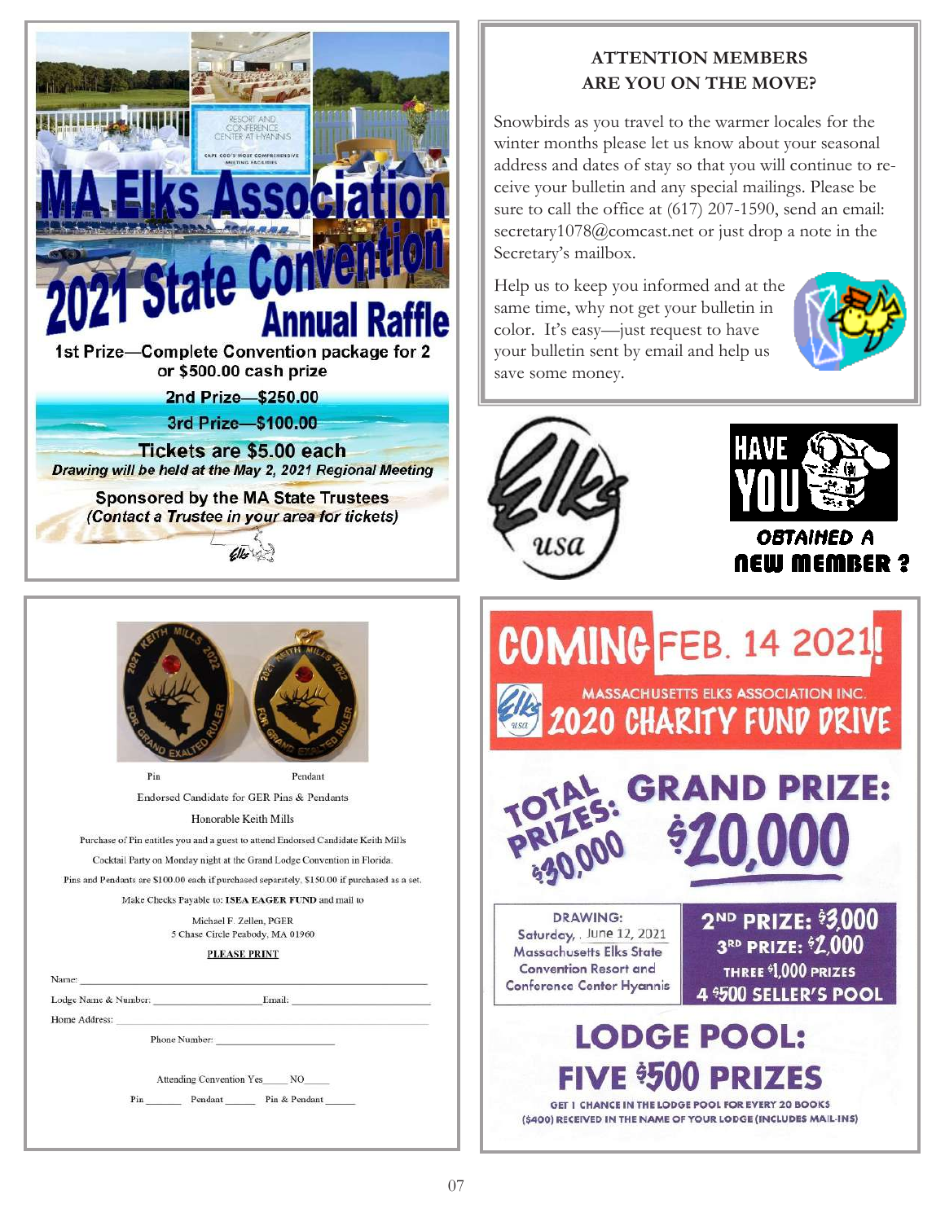# MA Elks Association 2021 State Convention Annual Raffle

**1st Prize—Complete Convention package for 2 or $500.00 cash prize**

**2nd Prize—$250.00**

**3rd Prize—$100.00**

**Tickets are $5.00 each**

***Drawing will be held at the May 2, 2021 Regional Meeting***

**Sponsored by the MA State Trustees**

***(Contact a Trustee in your area for tickets)***

## ATTENTION MEMBERS ARE YOU ON THE MOVE?

Snowbirds as you travel to the warmer locales for the winter months please let us know about your seasonal address and dates of stay so that you will continue to receive your bulletin and any special mailings. Please be sure to call the office at (617) 207-1590, send an email: secretary1078@comcast.net or just drop a note in the Secretary's mailbox.

Help us to keep you informed and at the same time, why not get your bulletin in color. It's easy—just request to have your bulletin sent by email and help us save some money.

**HAVE YOU OBTAINED A NEW MEMBER ?**

Pin — Pendant

Endorsed Candidate for GER Pins & Pendants

Honorable Keith Mills

Purchase of Pin entitles you and a guest to attend Endorsed Candidate Keith Mills Cocktail Party on Monday night at the Grand Lodge Convention in Florida.

Pins and Pendants are $100.00 each if purchased separately, $150.00 if purchased as a set.

Make Checks Payable to: **ISEA EAGER FUND** and mail to

Michael F. Zellen, PGER
5 Chase Circle Peabody, MA 01960

PLEASE PRINT

Name: ______________________________

Lodge Name & Number: ________________ Email: ________________

Home Address: ______________________________

Phone Number: ________________

Attending Convention Yes____ NO____

Pin ______ Pendant ______ Pin & Pendant ______

# COMING FEB. 14 2021!

## MASSACHUSETTS ELKS ASSOCIATION INC. 2020 CHARITY FUND DRIVE

**TOTAL PRIZES: $30,000**

**GRAND PRIZE: $20,000**

DRAWING:
Saturday, June 12, 2021
Massachusetts Elks State Convention Resort and Conference Center Hyannis

**2ND PRIZE: $3,000**
**3RD PRIZE: $2,000**
**THREE $1,000 PRIZES**
**4 $500 SELLER'S POOL**

## LODGE POOL: FIVE $500 PRIZES

GET 1 CHANCE IN THE LODGE POOL FOR EVERY 20 BOOKS ($400) RECEIVED IN THE NAME OF YOUR LODGE (INCLUDES MAIL-INS)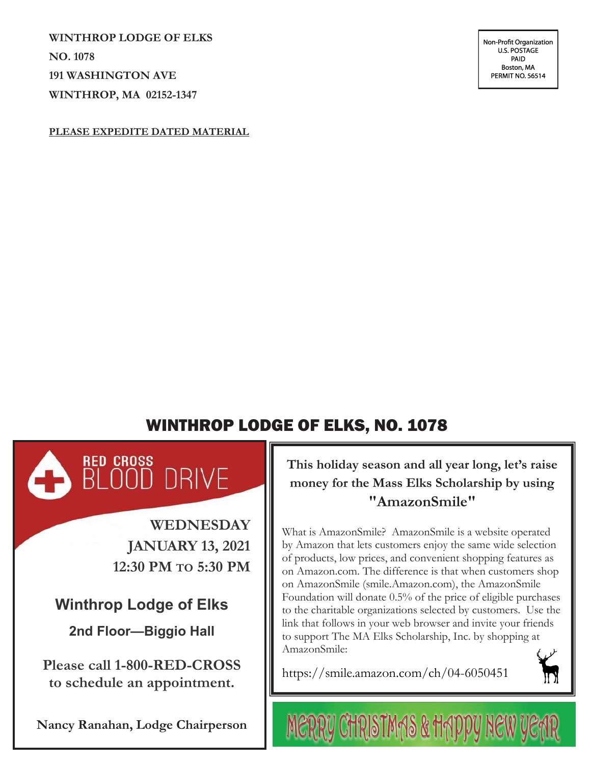**WINTHROP LODGE OF ELKS**
**NO. 1078**
**191 WASHINGTON AVE**
**WINTHROP, MA 02152-1347**

Non-Profit Organization
U.S. POSTAGE
PAID
Boston, MA
PERMIT NO. 56514

**PLEASE EXPEDITE DATED MATERIAL**

# WINTHROP LODGE OF ELKS, NO. 1078

## RED CROSS BLOOD DRIVE

**WEDNESDAY**
**JANUARY 13, 2021**
**12:30 PM TO 5:30 PM**

**Winthrop Lodge of Elks**

**2nd Floor—Biggio Hall**

**Please call 1-800-RED-CROSS to schedule an appointment.**

**Nancy Ranahan, Lodge Chairperson**

**This holiday season and all year long, let's raise money for the Mass Elks Scholarship by using "AmazonSmile"**

What is AmazonSmile? AmazonSmile is a website operated by Amazon that lets customers enjoy the same wide selection of products, low prices, and convenient shopping features as on Amazon.com. The difference is that when customers shop on AmazonSmile (smile.Amazon.com), the AmazonSmile Foundation will donate 0.5% of the price of eligible purchases to the charitable organizations selected by customers. Use the link that follows in your web browser and invite your friends to support The MA Elks Scholarship, Inc. by shopping at AmazonSmile:

https://smile.amazon.com/ch/04-6050451

MERRY CHRISTMAS & HAPPY NEW YEAR